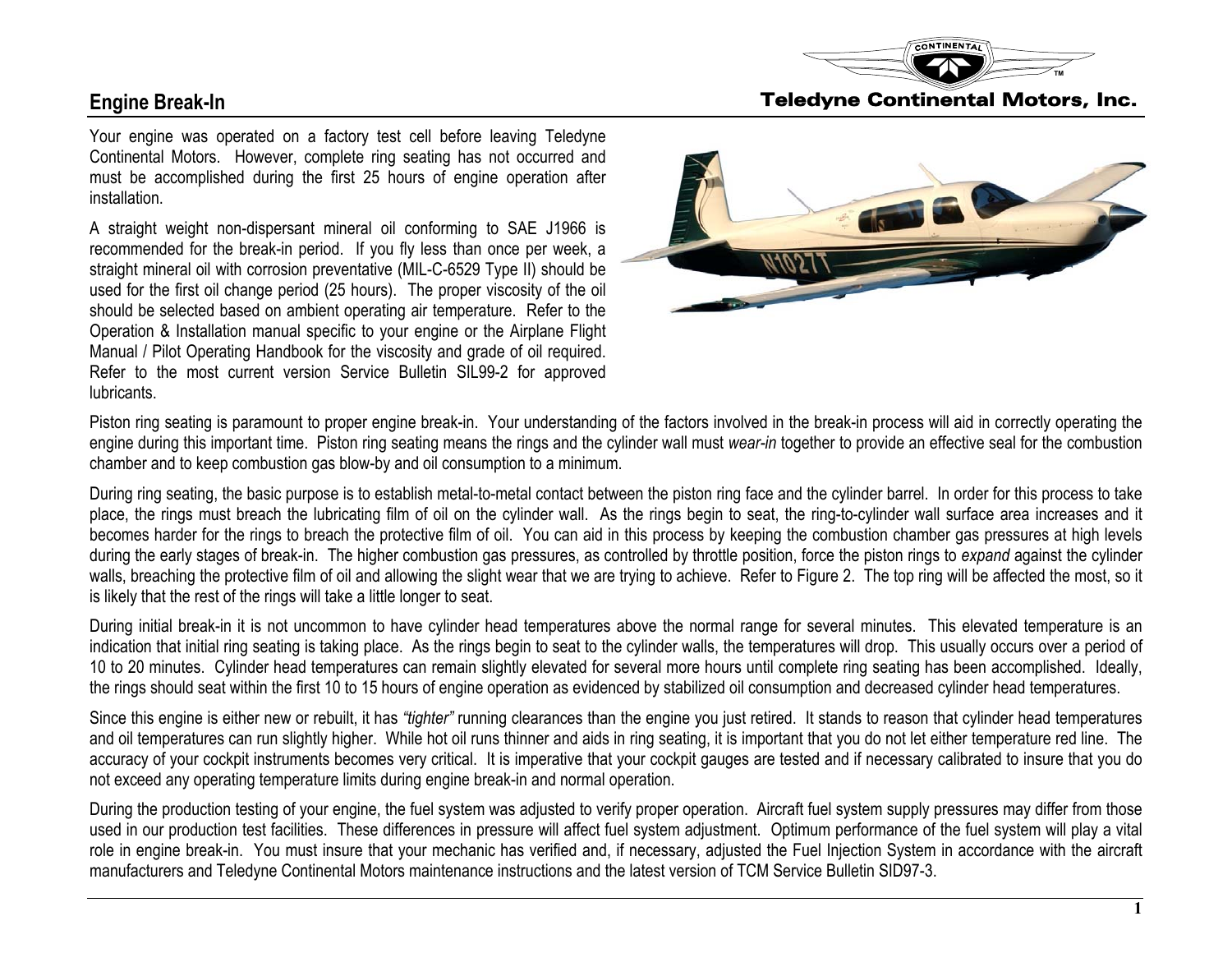# Engine Break-In

Your engine was operated on a factory test cell before leaving Teledyne Continental Motors. However, complete ring seating has not occurred and must be accomplished during the first 25 hours of engine operation after installation.

A straight weight non-dispersant mineral oil conforming to SAE J1966 is recommended for the break-in period. If you fly less than once per week, a straight mineral oil with corrosion preventative (MIL-C-6529 Type II) should be used for the first oil change period (25 hours). The proper viscosity of the oil should be selected based on ambient operating air temperature. Refer to the Operation & Installation manual specific to your engine or the Airplane Flight Manual / Pilot Operating Handbook for the viscosity and grade of oil required. Refer to the most current version Service Bulletin SIL99-2 for approved lubricants.

Piston ring seating is paramount to proper engine break-in. Your understanding of the factors involved in the break-in process will aid in correctly operating the engine during this important time. Piston ring seating means the rings and the cylinder wall must *wear-in* together to provide an effective seal for the combustion chamber and to keep combustion gas blow-by and oil consumption to a minimum.

During ring seating, the basic purpose is to establish metal-to-metal contact between the piston ring face and the cylinder barrel. In order for this process to take place, the rings must breach the lubricating film of oil on the cylinder wall. As the rings begin to seat, the ring-to-cylinder wall surface area increases and it becomes harder for the rings to breach the protective film of oil. You can aid in this process by keeping the combustion chamber gas pressures at high levels during the early stages of break-in. The higher combustion gas pressures, as controlled by throttle position, force the piston rings to *expand* against the cylinder walls, breaching the protective film of oil and allowing the slight wear that we are trying to achieve. Refer to Figure 2. The top ring will be affected the most, so it is likely that the rest of the rings will take a little longer to seat.

During initial break-in it is not uncommon to have cylinder head temperatures above the normal range for several minutes. This elevated temperature is an indication that initial ring seating is taking place. As the rings begin to seat to the cylinder walls, the temperatures will drop. This usually occurs over a period of 10 to 20 minutes. Cylinder head temperatures can remain slightly elevated for several more hours until complete ring seating has been accomplished. Ideally, the rings should seat within the first 10 to 15 hours of engine operation as evidenced by stabilized oil consumption and decreased cylinder head temperatures.

Since this engine is either new or rebuilt, it has *"tighter"* running clearances than the engine you just retired. It stands to reason that cylinder head temperatures and oil temperatures can run slightly higher. While hot oil runs thinner and aids in ring seating, it is important that you do not let either temperature red line. The accuracy of your cockpit instruments becomes very critical. It is imperative that your cockpit gauges are tested and if necessary calibrated to insure that you do not exceed any operating temperature limits during engine break-in and normal operation.

During the production testing of your engine, the fuel system was adjusted to verify proper operation. Aircraft fuel system supply pressures may differ from those used in our production test facilities. These differences in pressure will affect fuel system adjustment. Optimum performance of the fuel system will play a vital role in engine break-in. You must insure that your mechanic has verified and, if necessary, adjusted the Fuel Injection System in accordance with the aircraft manufacturers and Teledyne Continental Motors maintenance instructions and the latest version of TCM Service Bulletin SID97-3.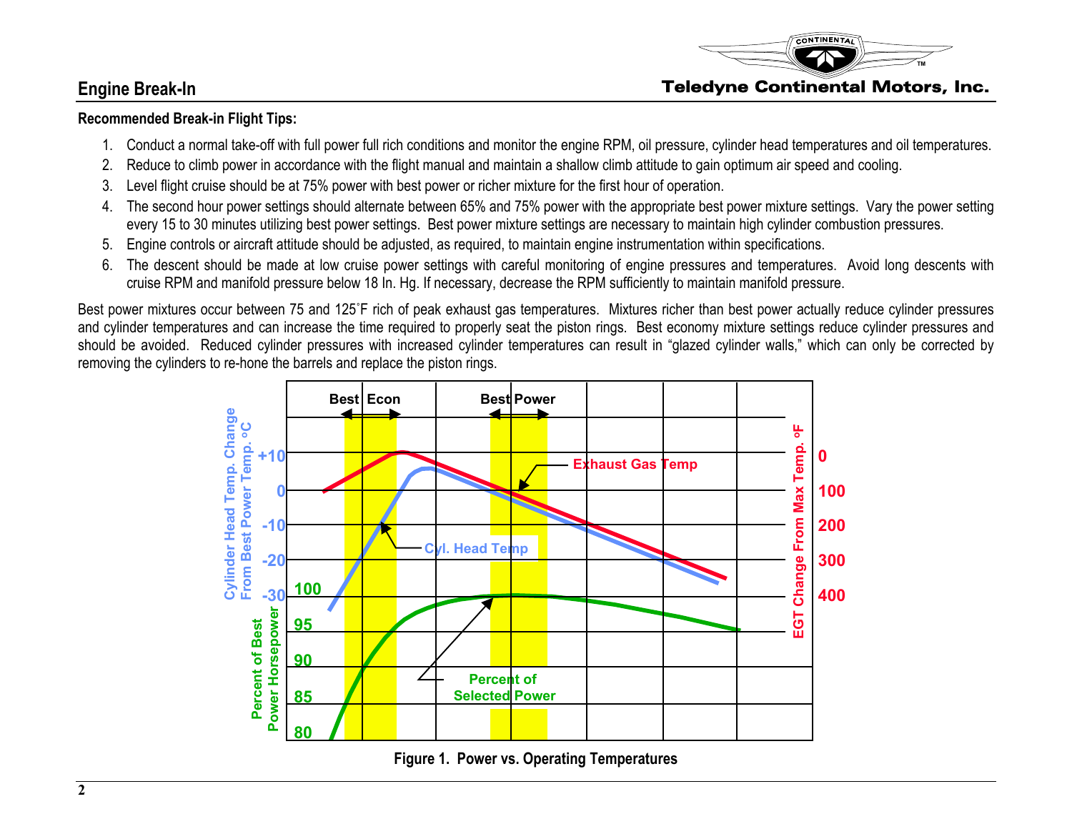## Engine Break-In

**Recommended Break-in Flight Tips:**

1. Conduct a normal take-off with full power full rich conditions and monitor the engine RPM, oil pressure, cylinder head temperatures and oil temperatures.
2. Reduce to climb power in accordance with the flight manual and maintain a shallow climb attitude to gain optimum air speed and cooling.
3. Level flight cruise should be at 75% power with best power or richer mixture for the first hour of operation.
4. The second hour power settings should alternate between 65% and 75% power with the appropriate best power mixture settings. Vary the power setting every 15 to 30 minutes utilizing best power settings. Best power mixture settings are necessary to maintain high cylinder combustion pressures.
5. Engine controls or aircraft attitude should be adjusted, as required, to maintain engine instrumentation within specifications.
6. The descent should be made at low cruise power settings with careful monitoring of engine pressures and temperatures. Avoid long descents with cruise RPM and manifold pressure below 18 In. Hg. If necessary, decrease the RPM sufficiently to maintain manifold pressure.

Best power mixtures occur between 75 and 125˚F rich of peak exhaust gas temperatures. Mixtures richer than best power actually reduce cylinder pressures and cylinder temperatures and can increase the time required to properly seat the piston rings. Best economy mixture settings reduce cylinder pressures and should be avoided. Reduced cylinder pressures with increased cylinder temperatures can result in "glazed cylinder walls," which can only be corrected by removing the cylinders to re-hone the barrels and replace the piston rings.

**Figure 1. Power vs. Operating Temperatures**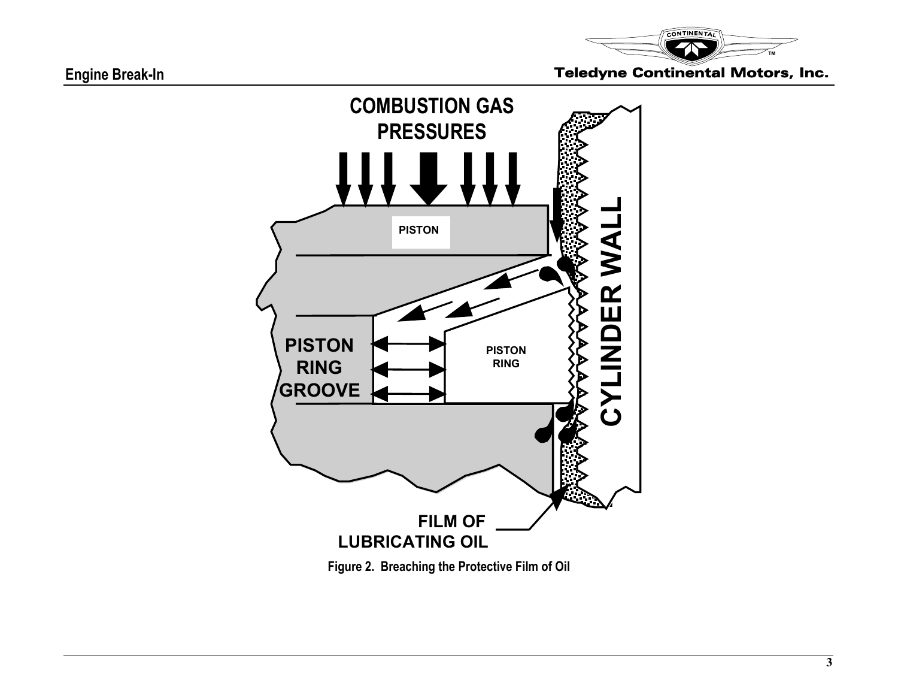COMBUSTION GAS PRESSURES

PISTON

PISTON RING GROOVE

PISTON RING

CYLINDER WALL

FILM OF LUBRICATING OIL

**Figure 2. Breaching the Protective Film of Oil**